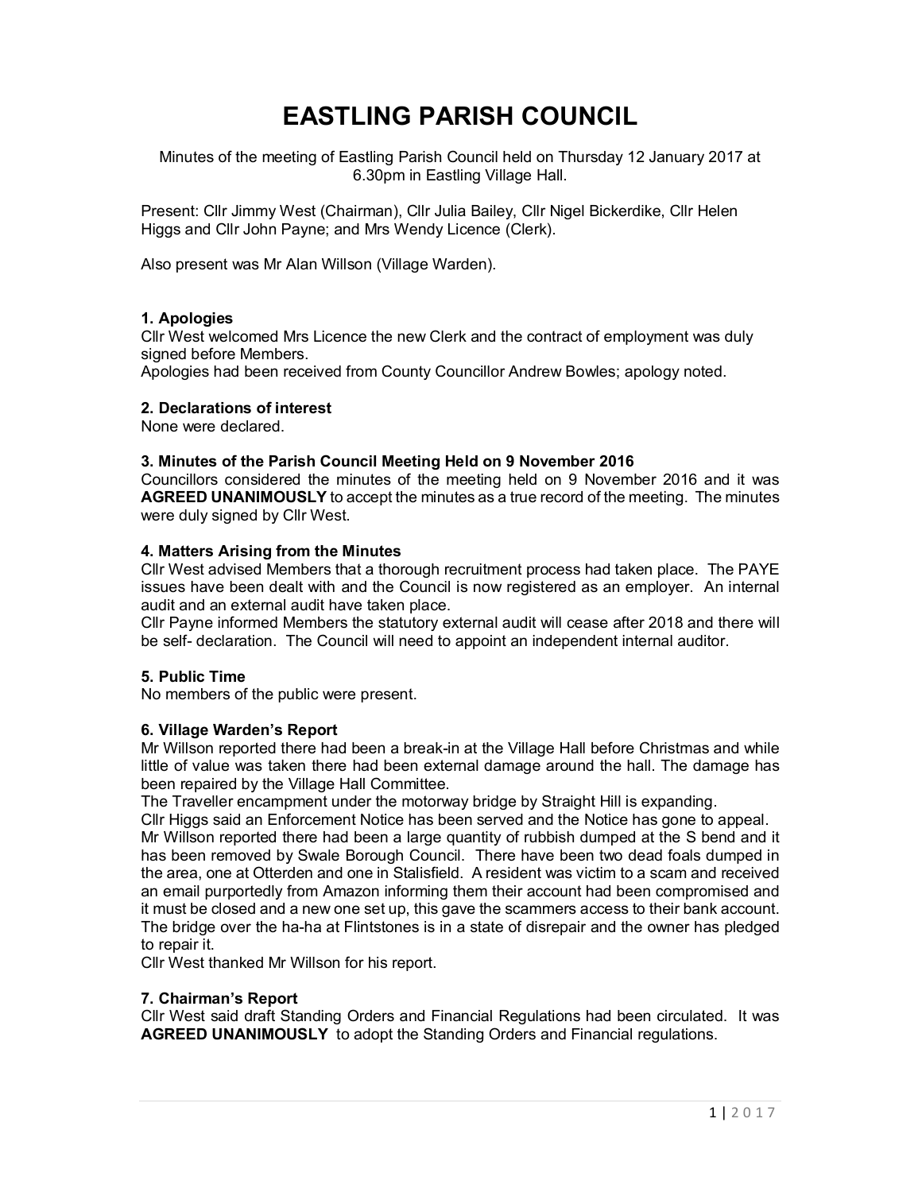# EASTLING PARISH COUNCIL

Minutes of the meeting of Eastling Parish Council held on Thursday 12 January 2017 at 6.30pm in Eastling Village Hall.

Present: Cllr Jimmy West (Chairman), Cllr Julia Bailey, Cllr Nigel Bickerdike, Cllr Helen Higgs and Cllr John Payne; and Mrs Wendy Licence (Clerk).

Also present was Mr Alan Willson (Village Warden).

### 1. Apologies

Cllr West welcomed Mrs Licence the new Clerk and the contract of employment was duly signed before Members.
Apologies had been received from County Councillor Andrew Bowles; apology noted.

### 2. Declarations of interest

None were declared.

### 3. Minutes of the Parish Council Meeting Held on 9 November 2016

Councillors considered the minutes of the meeting held on 9 November 2016 and it was **AGREED UNANIMOUSLY** to accept the minutes as a true record of the meeting. The minutes were duly signed by Cllr West.

### 4. Matters Arising from the Minutes

Cllr West advised Members that a thorough recruitment process had taken place. The PAYE issues have been dealt with and the Council is now registered as an employer. An internal audit and an external audit have taken place.
Cllr Payne informed Members the statutory external audit will cease after 2018 and there will be self- declaration. The Council will need to appoint an independent internal auditor.

### 5. Public Time

No members of the public were present.

### 6. Village Warden's Report

Mr Willson reported there had been a break-in at the Village Hall before Christmas and while little of value was taken there had been external damage around the hall. The damage has been repaired by the Village Hall Committee.
The Traveller encampment under the motorway bridge by Straight Hill is expanding.
Cllr Higgs said an Enforcement Notice has been served and the Notice has gone to appeal.
Mr Willson reported there had been a large quantity of rubbish dumped at the S bend and it has been removed by Swale Borough Council. There have been two dead foals dumped in the area, one at Otterden and one in Stalisfield. A resident was victim to a scam and received an email purportedly from Amazon informing them their account had been compromised and it must be closed and a new one set up, this gave the scammers access to their bank account.
The bridge over the ha-ha at Flintstones is in a state of disrepair and the owner has pledged to repair it.
Cllr West thanked Mr Willson for his report.

### 7. Chairman's Report

Cllr West said draft Standing Orders and Financial Regulations had been circulated. It was **AGREED UNANIMOUSLY** to adopt the Standing Orders and Financial regulations.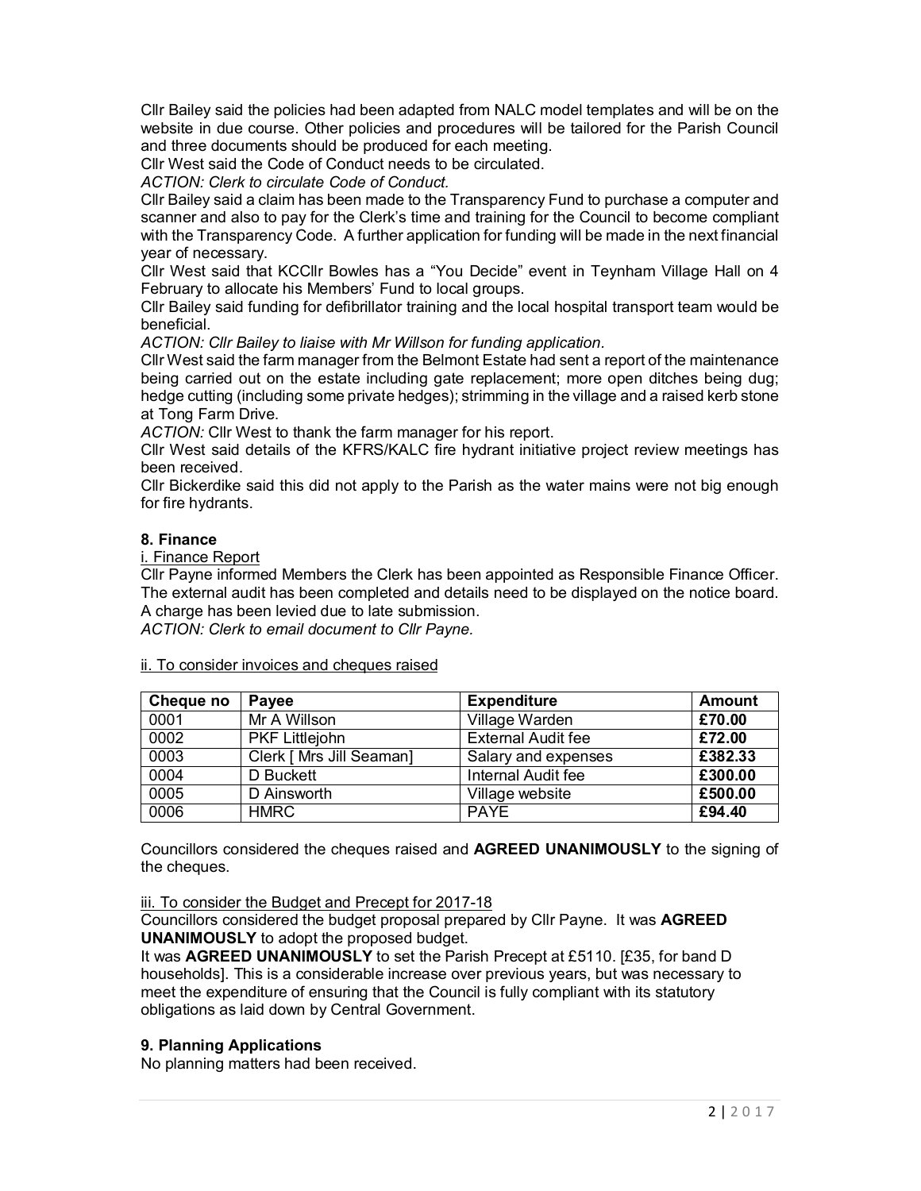Cllr Bailey said the policies had been adapted from NALC model templates and will be on the website in due course. Other policies and procedures will be tailored for the Parish Council and three documents should be produced for each meeting.

Cllr West said the Code of Conduct needs to be circulated.

*ACTION: Clerk to circulate Code of Conduct.*

Cllr Bailey said a claim has been made to the Transparency Fund to purchase a computer and scanner and also to pay for the Clerk's time and training for the Council to become compliant with the Transparency Code. A further application for funding will be made in the next financial year of necessary.

Cllr West said that KCCllr Bowles has a "You Decide" event in Teynham Village Hall on 4 February to allocate his Members' Fund to local groups.

Cllr Bailey said funding for defibrillator training and the local hospital transport team would be beneficial.

*ACTION: Cllr Bailey to liaise with Mr Willson for funding application.*

Cllr West said the farm manager from the Belmont Estate had sent a report of the maintenance being carried out on the estate including gate replacement; more open ditches being dug; hedge cutting (including some private hedges); strimming in the village and a raised kerb stone at Tong Farm Drive.

*ACTION:* Cllr West to thank the farm manager for his report.

Cllr West said details of the KFRS/KALC fire hydrant initiative project review meetings has been received.

Cllr Bickerdike said this did not apply to the Parish as the water mains were not big enough for fire hydrants.

## 8. Finance

i. Finance Report

Cllr Payne informed Members the Clerk has been appointed as Responsible Finance Officer. The external audit has been completed and details need to be displayed on the notice board. A charge has been levied due to late submission.

*ACTION: Clerk to email document to Cllr Payne.*

ii. To consider invoices and cheques raised

| Cheque no | Payee | Expenditure | Amount |
|---|---|---|---|
| 0001 | Mr A Willson | Village Warden | **£70.00** |
| 0002 | PKF Littlejohn | External Audit fee | **£72.00** |
| 0003 | Clerk [ Mrs Jill Seaman] | Salary and expenses | **£382.33** |
| 0004 | D Buckett | Internal Audit fee | **£300.00** |
| 0005 | D Ainsworth | Village website | **£500.00** |
| 0006 | HMRC | PAYE | **£94.40** |

Councillors considered the cheques raised and **AGREED UNANIMOUSLY** to the signing of the cheques.

iii. To consider the Budget and Precept for 2017-18

Councillors considered the budget proposal prepared by Cllr Payne. It was **AGREED UNANIMOUSLY** to adopt the proposed budget.

It was **AGREED UNANIMOUSLY** to set the Parish Precept at £5110. [£35, for band D households]. This is a considerable increase over previous years, but was necessary to meet the expenditure of ensuring that the Council is fully compliant with its statutory obligations as laid down by Central Government.

## 9. Planning Applications

No planning matters had been received.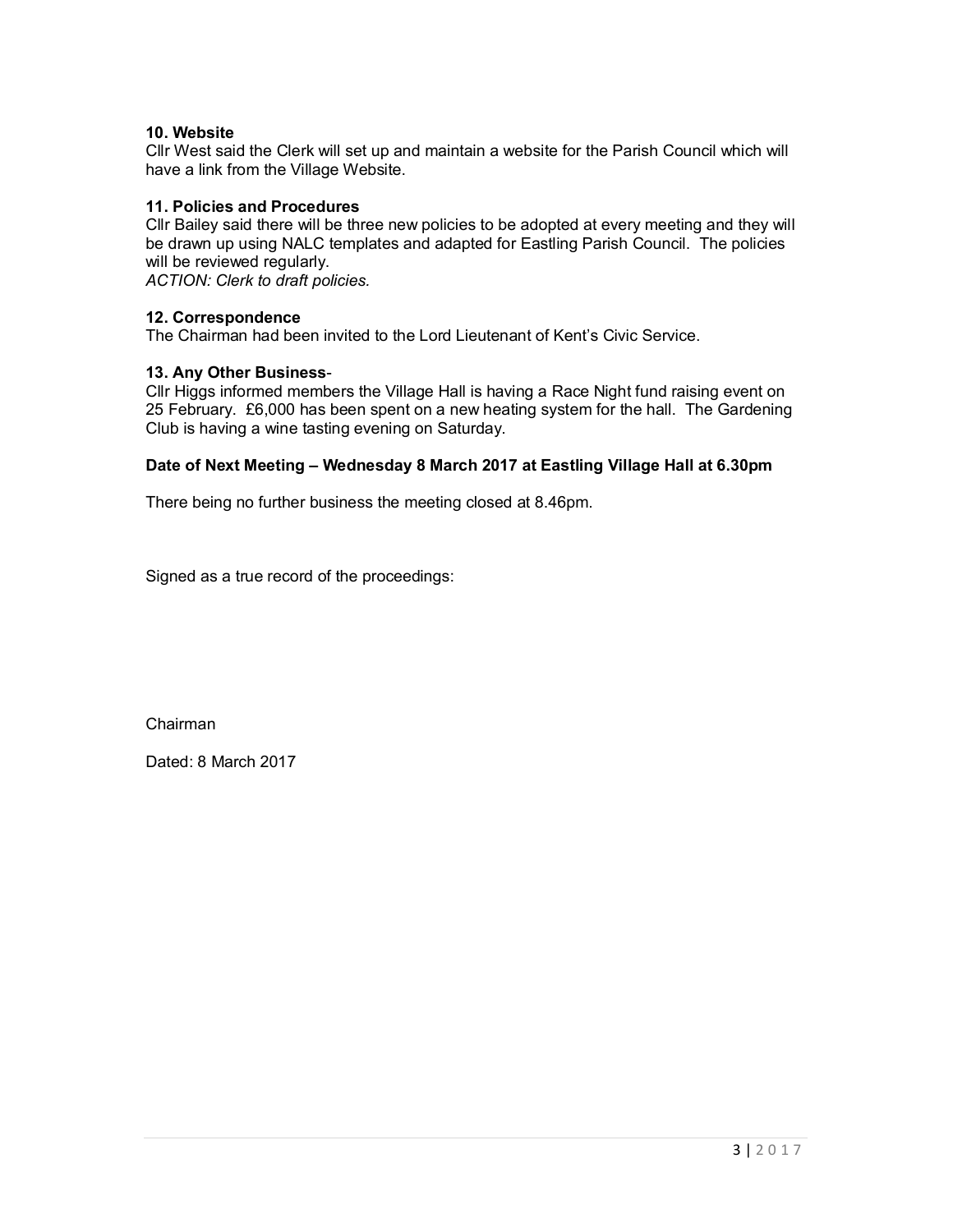**10. Website**
Cllr West said the Clerk will set up and maintain a website for the Parish Council which will have a link from the Village Website.

**11. Policies and Procedures**
Cllr Bailey said there will be three new policies to be adopted at every meeting and they will be drawn up using NALC templates and adapted for Eastling Parish Council. The policies will be reviewed regularly.
*ACTION: Clerk to draft policies.*

**12. Correspondence**
The Chairman had been invited to the Lord Lieutenant of Kent's Civic Service.

**13. Any Other Business**-
Cllr Higgs informed members the Village Hall is having a Race Night fund raising event on 25 February. £6,000 has been spent on a new heating system for the hall. The Gardening Club is having a wine tasting evening on Saturday.

**Date of Next Meeting – Wednesday 8 March 2017 at Eastling Village Hall at 6.30pm**

There being no further business the meeting closed at 8.46pm.

Signed as a true record of the proceedings:

Chairman

Dated: 8 March 2017